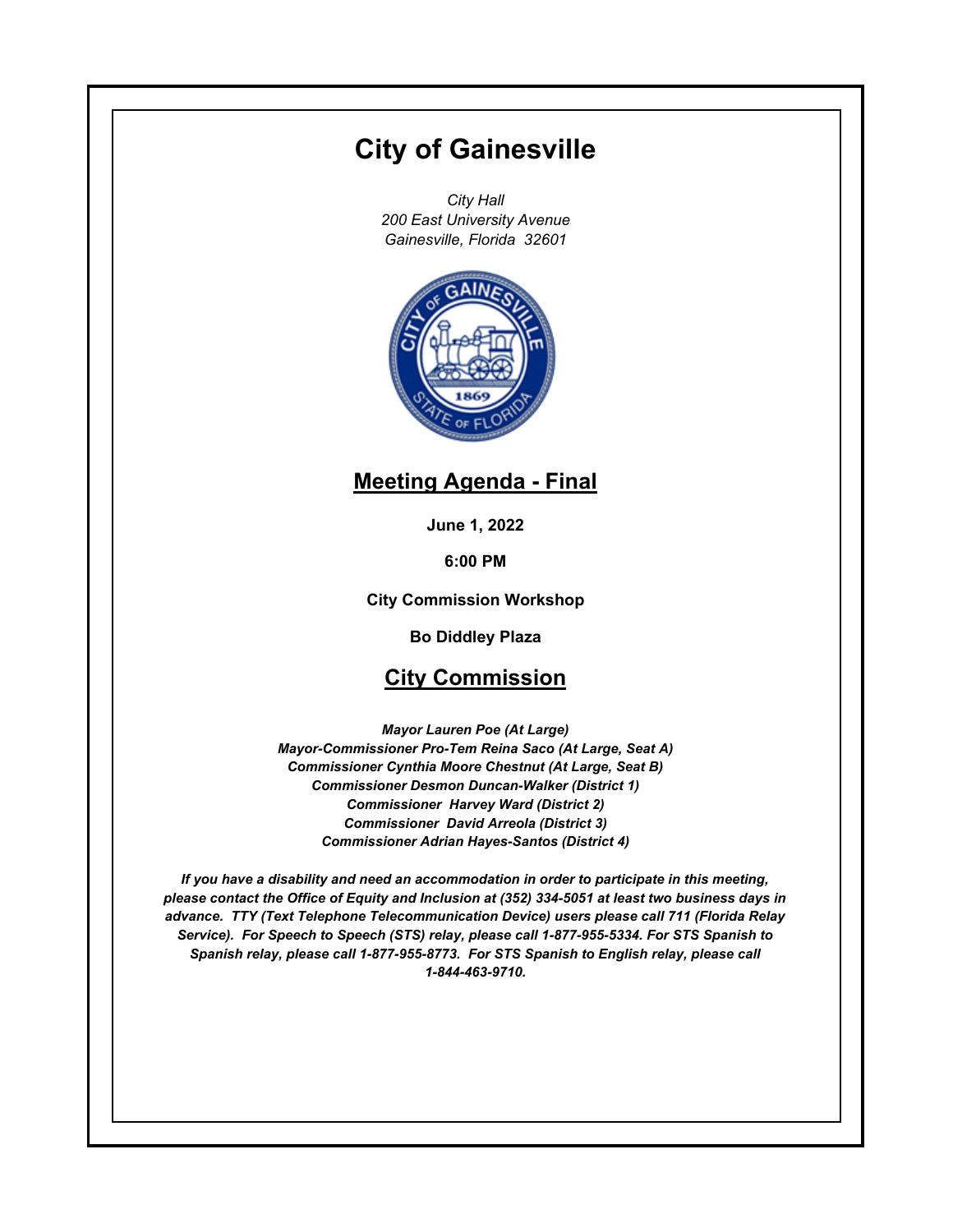# City of Gainesville

*City Hall*
*200 East University Avenue*
*Gainesville, Florida 32601*

## Meeting Agenda - Final

**June 1, 2022**

**6:00 PM**

**City Commission Workshop**

**Bo Diddley Plaza**

## City Commission

***Mayor Lauren Poe (At Large)***
***Mayor-Commissioner Pro-Tem Reina Saco (At Large, Seat A)***
***Commissioner Cynthia Moore Chestnut (At Large, Seat B)***
***Commissioner Desmon Duncan-Walker (District 1)***
***Commissioner Harvey Ward (District 2)***
***Commissioner David Arreola (District 3)***
***Commissioner Adrian Hayes-Santos (District 4)***

***If you have a disability and need an accommodation in order to participate in this meeting, please contact the Office of Equity and Inclusion at (352) 334-5051 at least two business days in advance. TTY (Text Telephone Telecommunication Device) users please call 711 (Florida Relay Service). For Speech to Speech (STS) relay, please call 1-877-955-5334. For STS Spanish to Spanish relay, please call 1-877-955-8773. For STS Spanish to English relay, please call 1-844-463-9710.***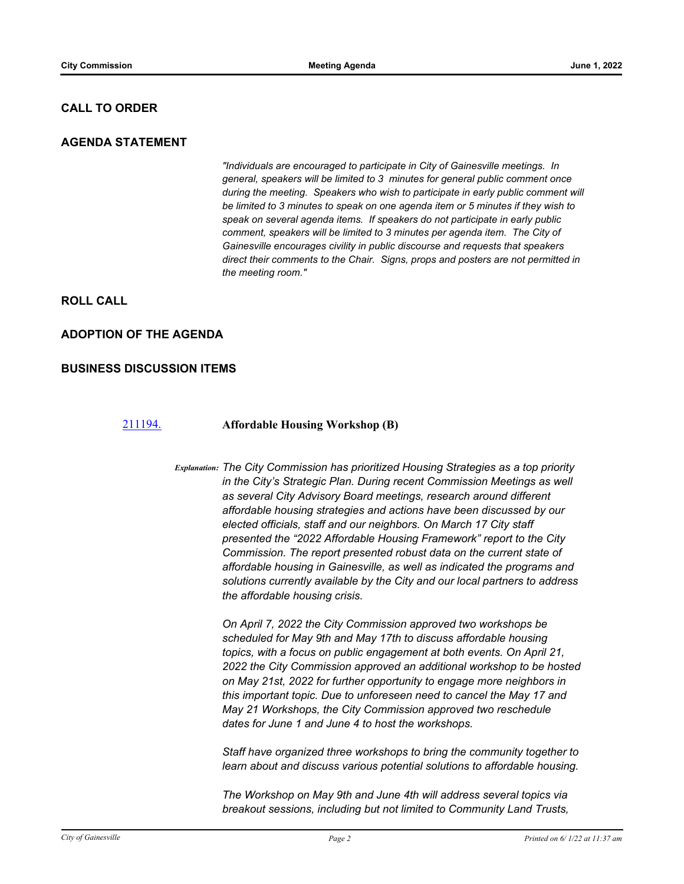## CALL TO ORDER

## AGENDA STATEMENT

*"Individuals are encouraged to participate in City of Gainesville meetings. In general, speakers will be limited to 3 minutes for general public comment once during the meeting. Speakers who wish to participate in early public comment will be limited to 3 minutes to speak on one agenda item or 5 minutes if they wish to speak on several agenda items. If speakers do not participate in early public comment, speakers will be limited to 3 minutes per agenda item. The City of Gainesville encourages civility in public discourse and requests that speakers direct their comments to the Chair. Signs, props and posters are not permitted in the meeting room."*

## ROLL CALL

## ADOPTION OF THE AGENDA

## BUSINESS DISCUSSION ITEMS

[211194.] **Affordable Housing Workshop (B)**

*Explanation:* *The City Commission has prioritized Housing Strategies as a top priority in the City's Strategic Plan. During recent Commission Meetings as well as several City Advisory Board meetings, research around different affordable housing strategies and actions have been discussed by our elected officials, staff and our neighbors. On March 17 City staff presented the "2022 Affordable Housing Framework" report to the City Commission. The report presented robust data on the current state of affordable housing in Gainesville, as well as indicated the programs and solutions currently available by the City and our local partners to address the affordable housing crisis.*

*On April 7, 2022 the City Commission approved two workshops be scheduled for May 9th and May 17th to discuss affordable housing topics, with a focus on public engagement at both events. On April 21, 2022 the City Commission approved an additional workshop to be hosted on May 21st, 2022 for further opportunity to engage more neighbors in this important topic. Due to unforeseen need to cancel the May 17 and May 21 Workshops, the City Commission approved two reschedule dates for June 1 and June 4 to host the workshops.*

*Staff have organized three workshops to bring the community together to learn about and discuss various potential solutions to affordable housing.*

*The Workshop on May 9th and June 4th will address several topics via breakout sessions, including but not limited to Community Land Trusts,*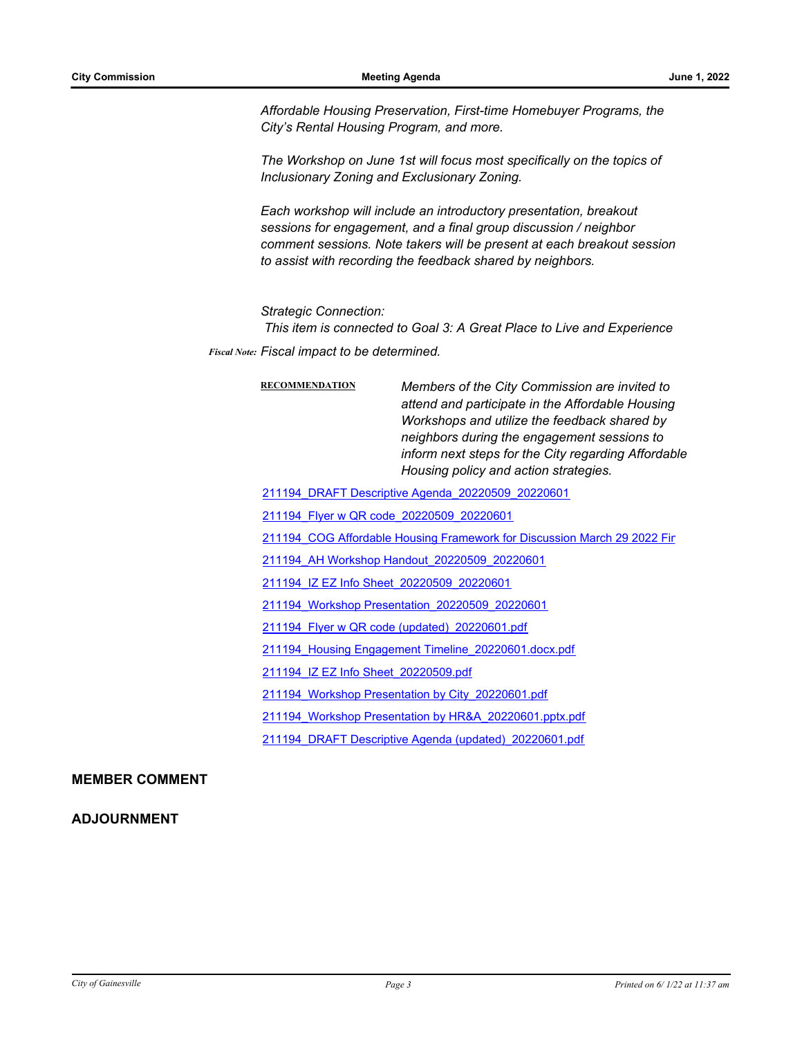*Affordable Housing Preservation, First-time Homebuyer Programs, the City's Rental Housing Program, and more.*

*The Workshop on June 1st will focus most specifically on the topics of Inclusionary Zoning and Exclusionary Zoning.*

*Each workshop will include an introductory presentation, breakout sessions for engagement, and a final group discussion / neighbor comment sessions. Note takers will be present at each breakout session to assist with recording the feedback shared by neighbors.*

*Strategic Connection:*
*This item is connected to Goal 3: A Great Place to Live and Experience*

***Fiscal Note:*** *Fiscal impact to be determined.*

**RECOMMENDATION** *Members of the City Commission are invited to attend and participate in the Affordable Housing Workshops and utilize the feedback shared by neighbors during the engagement sessions to inform next steps for the City regarding Affordable Housing policy and action strategies.*

211194_DRAFT Descriptive Agenda_20220509_20220601

211194_Flyer w QR code_20220509_20220601

211194_COG Affordable Housing Framework for Discussion March 29 2022 Fir

211194_AH Workshop Handout_20220509_20220601

211194_IZ EZ Info Sheet_20220509_20220601

211194_Workshop Presentation_20220509_20220601

211194_Flyer w QR code (updated)_20220601.pdf

211194_Housing Engagement Timeline_20220601.docx.pdf

211194_IZ EZ Info Sheet_20220509.pdf

211194_Workshop Presentation by City_20220601.pdf

211194_Workshop Presentation by HR&A_20220601.pptx.pdf

211194_DRAFT Descriptive Agenda (updated)_20220601.pdf

## MEMBER COMMENT

## ADJOURNMENT